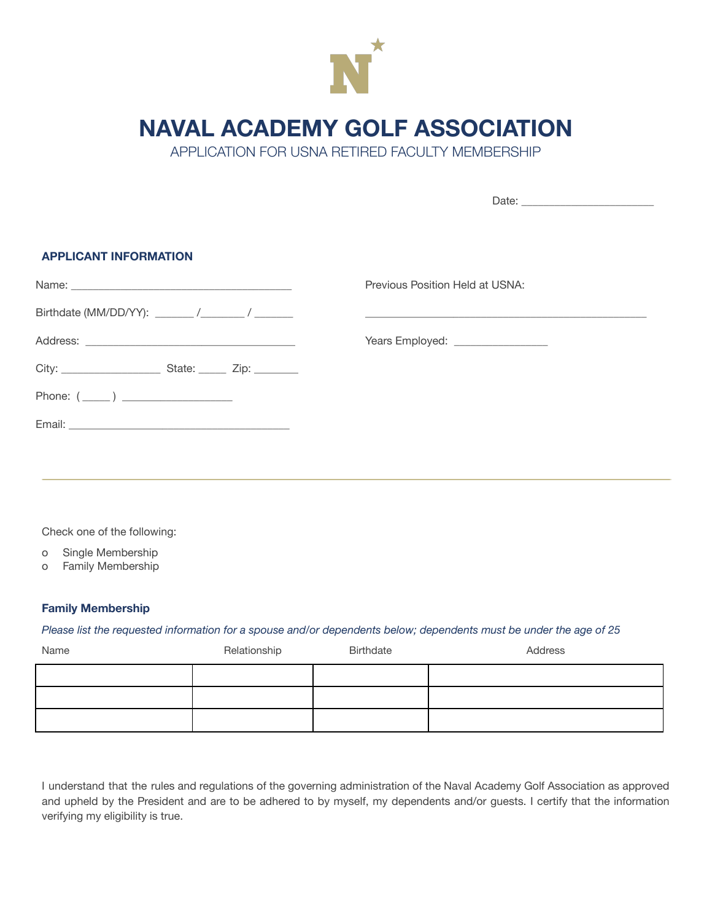# NAVAL ACADEMY GOLF ASSOCIATION

APPLICATION FOR USNA RETIRED FACULTY MEMBERSHIP

Date: ______________________

### APPLICANT INFORMATION

Name: ____________________________________

Birthdate (MM/DD/YY): _______ /_______ / _______

Address: ___________________________________

City: ________________ State: _____ Zip: _______

Phone: ( _____ ) __________________

Email: ____________________________________

Previous Position Held at USNA:

_______________________________________________

Years Employed: _______________

---

Check one of the following:

- o Single Membership
- o Family Membership

### Family Membership

*Please list the requested information for a spouse and/or dependents below; dependents must be under the age of 25*

| Name | Relationship | Birthdate | Address |
|---|---|---|---|
| | | | |
| | | | |
| | | | |

I understand that the rules and regulations of the governing administration of the Naval Academy Golf Association as approved and upheld by the President and are to be adhered to by myself, my dependents and/or guests. I certify that the information verifying my eligibility is true.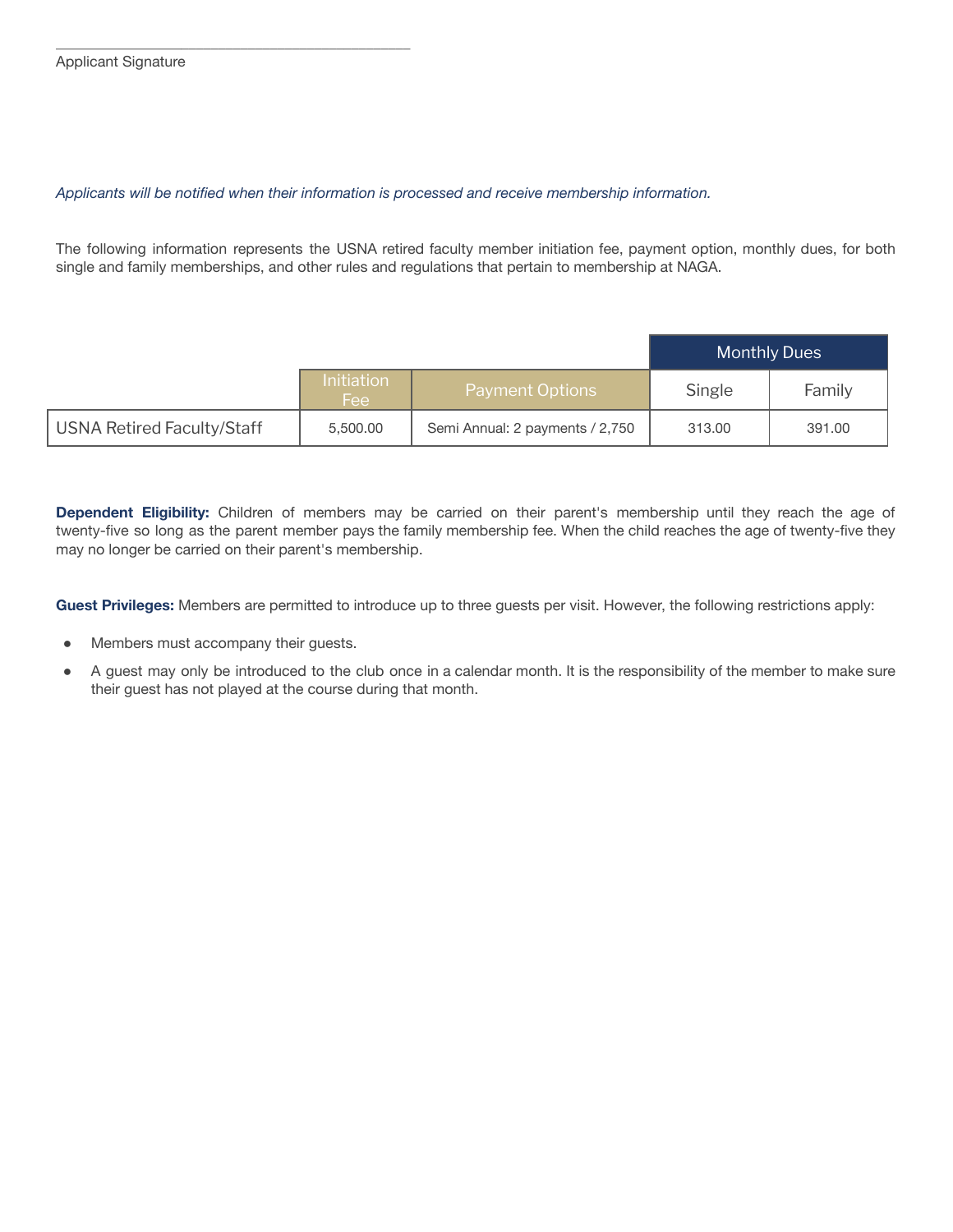\_\_\_\_\_\_\_\_\_\_\_\_\_\_\_\_\_\_\_\_\_\_\_\_\_\_\_\_\_\_\_\_\_\_\_\_\_\_\_\_

Applicant Signature

*Applicants will be notified when their information is processed and receive membership information.*

The following information represents the USNA retired faculty member initiation fee, payment option, monthly dues, for both single and family memberships, and other rules and regulations that pertain to membership at NAGA.

| | | | Monthly Dues | |
|---|---|---|---|---|
| | Initiation Fee | Payment Options | Single | Family |
| USNA Retired Faculty/Staff | 5,500.00 | Semi Annual: 2 payments / 2,750 | 313.00 | 391.00 |

**Dependent Eligibility:** Children of members may be carried on their parent's membership until they reach the age of twenty-five so long as the parent member pays the family membership fee. When the child reaches the age of twenty-five they may no longer be carried on their parent's membership.

**Guest Privileges:** Members are permitted to introduce up to three guests per visit. However, the following restrictions apply:

- Members must accompany their guests.
- A guest may only be introduced to the club once in a calendar month. It is the responsibility of the member to make sure their guest has not played at the course during that month.